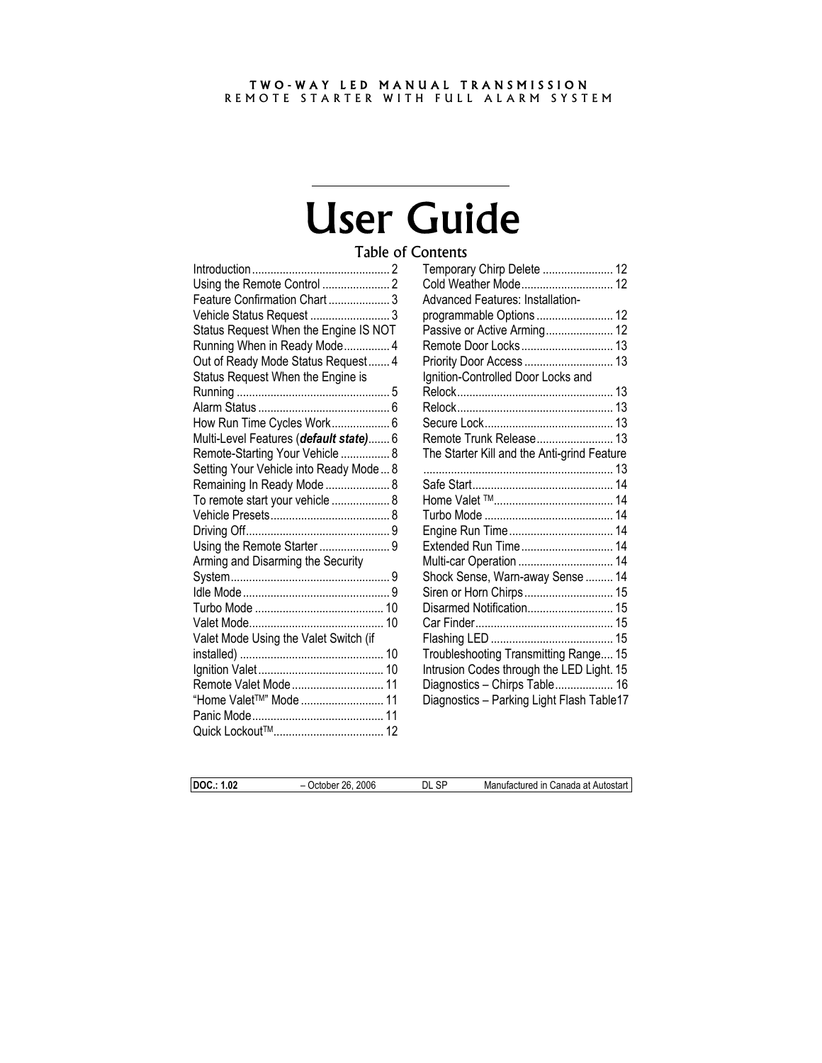TWO-WAY LED MANUAL TRANSMISSION
REMOTE STARTER WITH FULL ALARM SYSTEM

# User Guide

## Table of Contents

Introduction ............................................ 2
Using the Remote Control ...................... 2
Feature Confirmation Chart .................... 3
Vehicle Status Request .......................... 3
Status Request When the Engine IS NOT Running When in Ready Mode ............... 4
Out of Ready Mode Status Request ....... 4
Status Request When the Engine is Running .................................................. 5
Alarm Status ........................................... 6
How Run Time Cycles Work ................... 6
Multi-Level Features (***default state***) ....... 6
Remote-Starting Your Vehicle ................ 8
Setting Your Vehicle into Ready Mode ... 8
Remaining In Ready Mode ..................... 8
To remote start your vehicle ................... 8
Vehicle Presets ....................................... 8
Driving Off ............................................... 9
Using the Remote Starter ....................... 9
Arming and Disarming the Security System .................................................... 9
Idle Mode ................................................ 9
Turbo Mode .......................................... 10
Valet Mode ............................................ 10
Valet Mode Using the Valet Switch (if installed) ............................................... 10
Ignition Valet ......................................... 10
Remote Valet Mode .............................. 11
"Home Valet™" Mode ........................... 11
Panic Mode ........................................... 11
Quick Lockout™ .................................... 12
Temporary Chirp Delete ....................... 12
Cold Weather Mode .............................. 12
Advanced Features: Installation-programmable Options ......................... 12
Passive or Active Arming ...................... 12
Remote Door Locks .............................. 13
Priority Door Access ............................. 13
Ignition-Controlled Door Locks and Relock ................................................... 13
Relock ................................................... 13
Secure Lock .......................................... 13
Remote Trunk Release ......................... 13
The Starter Kill and the Anti-grind Feature ............................................................. 13
Safe Start .............................................. 14
Home Valet ™ ....................................... 14
Turbo Mode .......................................... 14
Engine Run Time .................................. 14
Extended Run Time .............................. 14
Multi-car Operation ............................... 14
Shock Sense, Warn-away Sense ......... 14
Siren or Horn Chirps ............................. 15
Disarmed Notification ............................ 15
Car Finder ............................................. 15
Flashing LED ........................................ 15
Troubleshooting Transmitting Range .... 15
Intrusion Codes through the LED Light. 15
Diagnostics – Chirps Table ................... 16
Diagnostics – Parking Light Flash Table 17

| **DOC.: 1.02** | – October 26, 2006 | DL SP | Manufactured in Canada at Autostart |
|---|---|---|---|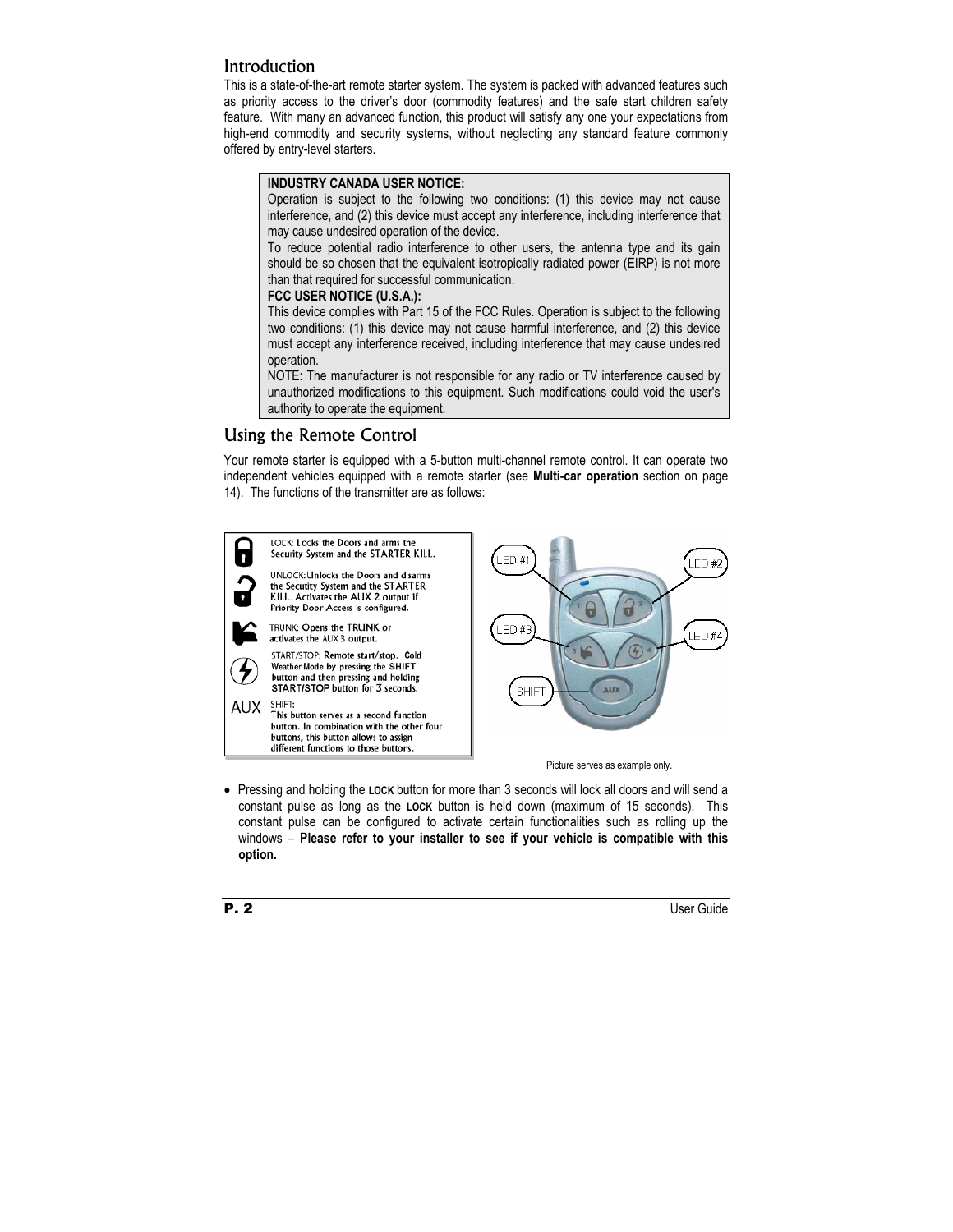## Introduction

This is a state-of-the-art remote starter system. The system is packed with advanced features such as priority access to the driver's door (commodity features) and the safe start children safety feature. With many an advanced function, this product will satisfy any one your expectations from high-end commodity and security systems, without neglecting any standard feature commonly offered by entry-level starters.

> **INDUSTRY CANADA USER NOTICE:**
> Operation is subject to the following two conditions: (1) this device may not cause interference, and (2) this device must accept any interference, including interference that may cause undesired operation of the device.
> To reduce potential radio interference to other users, the antenna type and its gain should be so chosen that the equivalent isotropically radiated power (EIRP) is not more than that required for successful communication.
> **FCC USER NOTICE (U.S.A.):**
> This device complies with Part 15 of the FCC Rules. Operation is subject to the following two conditions: (1) this device may not cause harmful interference, and (2) this device must accept any interference received, including interference that may cause undesired operation.
> NOTE: The manufacturer is not responsible for any radio or TV interference caused by unauthorized modifications to this equipment. Such modifications could void the user's authority to operate the equipment.

## Using the Remote Control

Your remote starter is equipped with a 5-button multi-channel remote control. It can operate two independent vehicles equipped with a remote starter (see **Multi-car operation** section on page 14). The functions of the transmitter are as follows:

LOCK: Locks the Doors and arms the Security System and the STARTER KILL.

UNLOCK: Unlocks the Doors and disarms the Secutity System and the STARTER KILL. Activates the AUX 2 output if Priority Door Access is configured.

TRUNK: Opens the TRUNK or activates the AUX 3 output.

START/STOP: Remote start/stop. Cold Weather Mode by pressing the SHIFT button and then pressing and holding START/STOP button for 3 seconds.

AUX — SHIFT: This button serves as a second function button. In combination with the other four buttons, this button allows to assign different functions to those buttons.

LED #1, LED #2, LED #3, LED #4, SHIFT

Picture serves as example only.

- Pressing and holding the **LOCK** button for more than 3 seconds will lock all doors and will send a constant pulse as long as the **LOCK** button is held down (maximum of 15 seconds). This constant pulse can be configured to activate certain functionalities such as rolling up the windows – **Please refer to your installer to see if your vehicle is compatible with this option.**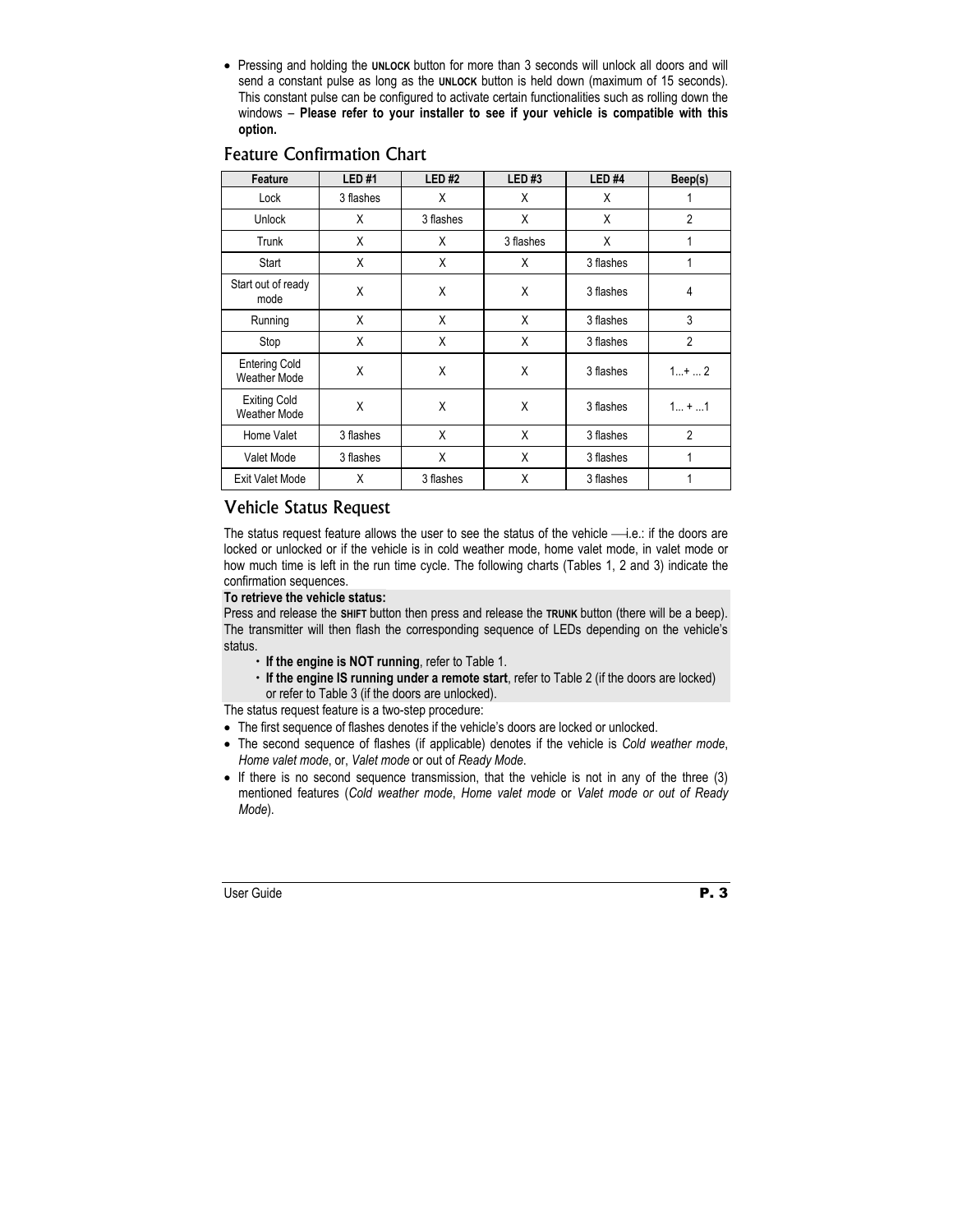- Pressing and holding the **UNLOCK** button for more than 3 seconds will unlock all doors and will send a constant pulse as long as the **UNLOCK** button is held down (maximum of 15 seconds). This constant pulse can be configured to activate certain functionalities such as rolling down the windows – **Please refer to your installer to see if your vehicle is compatible with this option.**

## Feature Confirmation Chart

| Feature | LED #1 | LED #2 | LED #3 | LED #4 | Beep(s) |
|---|---|---|---|---|---|
| Lock | 3 flashes | X | X | X | 1 |
| Unlock | X | 3 flashes | X | X | 2 |
| Trunk | X | X | 3 flashes | X | 1 |
| Start | X | X | X | 3 flashes | 1 |
| Start out of ready mode | X | X | X | 3 flashes | 4 |
| Running | X | X | X | 3 flashes | 3 |
| Stop | X | X | X | 3 flashes | 2 |
| Entering Cold Weather Mode | X | X | X | 3 flashes | 1...+ ... 2 |
| Exiting Cold Weather Mode | X | X | X | 3 flashes | 1... + ...1 |
| Home Valet | 3 flashes | X | X | 3 flashes | 2 |
| Valet Mode | 3 flashes | X | X | 3 flashes | 1 |
| Exit Valet Mode | X | 3 flashes | X | 3 flashes | 1 |

## Vehicle Status Request

The status request feature allows the user to see the status of the vehicle —i.e.: if the doors are locked or unlocked or if the vehicle is in cold weather mode, home valet mode, in valet mode or how much time is left in the run time cycle. The following charts (Tables 1, 2 and 3) indicate the confirmation sequences.

**To retrieve the vehicle status:**

Press and release the **SHIFT** button then press and release the **TRUNK** button (there will be a beep). The transmitter will then flash the corresponding sequence of LEDs depending on the vehicle's status.

- **If the engine is NOT running**, refer to Table 1.
- **If the engine IS running under a remote start**, refer to Table 2 (if the doors are locked) or refer to Table 3 (if the doors are unlocked).

The status request feature is a two-step procedure:

- The first sequence of flashes denotes if the vehicle's doors are locked or unlocked.
- The second sequence of flashes (if applicable) denotes if the vehicle is *Cold weather mode*, *Home valet mode*, or, *Valet mode* or out of *Ready Mode.*
- If there is no second sequence transmission, that the vehicle is not in any of the three (3) mentioned features (*Cold weather mode*, *Home valet mode* or *Valet mode or out of Ready Mode*).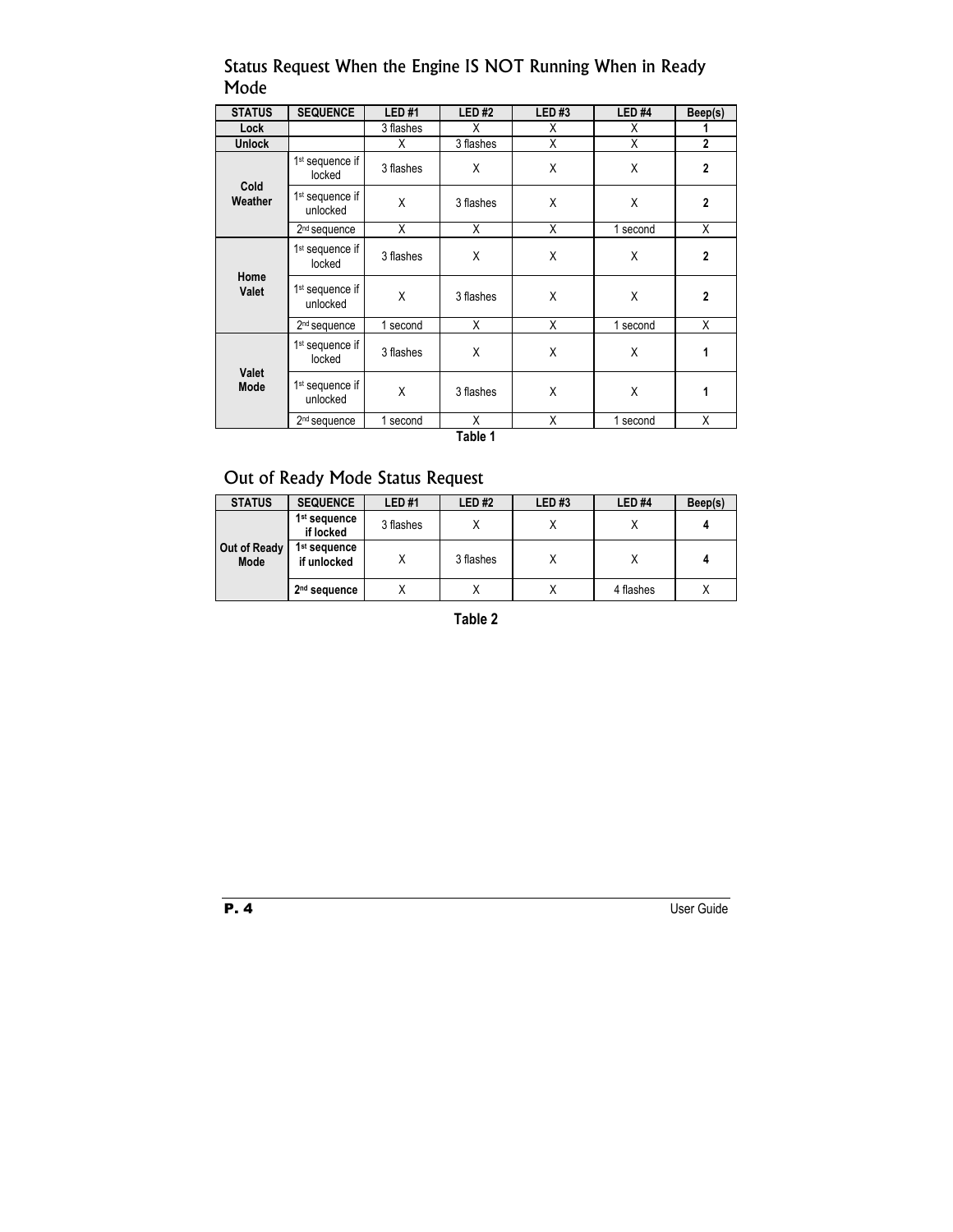## Status Request When the Engine IS NOT Running When in Ready Mode

| STATUS | SEQUENCE | LED #1 | LED #2 | LED #3 | LED #4 | Beep(s) |
|---|---|---|---|---|---|---|
| **Lock** | | 3 flashes | X | X | X | **1** |
| **Unlock** | | X | 3 flashes | X | X | **2** |
| **Cold Weather** | 1st sequence if locked | 3 flashes | X | X | X | **2** |
| | 1st sequence if unlocked | X | 3 flashes | X | X | **2** |
| | 2nd sequence | X | X | X | 1 second | X |
| **Home Valet** | 1st sequence if locked | 3 flashes | X | X | X | **2** |
| | 1st sequence if unlocked | X | 3 flashes | X | X | **2** |
| | 2nd sequence | 1 second | X | X | 1 second | X |
| **Valet Mode** | 1st sequence if locked | 3 flashes | X | X | X | **1** |
| | 1st sequence if unlocked | X | 3 flashes | X | X | **1** |
| | 2nd sequence | 1 second | X | X | 1 second | X |

**Table 1**

## Out of Ready Mode Status Request

| STATUS | SEQUENCE | LED #1 | LED #2 | LED #3 | LED #4 | Beep(s) |
|---|---|---|---|---|---|---|
| **Out of Ready Mode** | **1st sequence if locked** | 3 flashes | X | X | X | **4** |
| | **1st sequence if unlocked** | X | 3 flashes | X | X | **4** |
| | **2nd sequence** | X | X | X | 4 flashes | X |

**Table 2**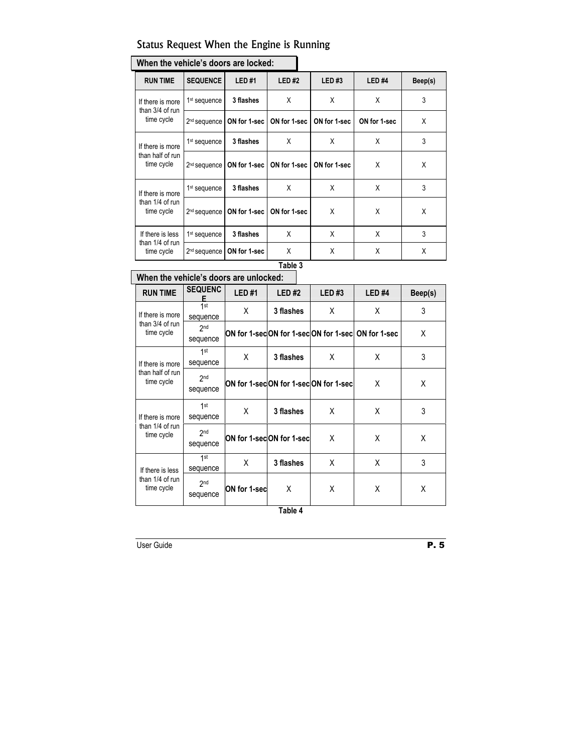## Status Request When the Engine is Running

**When the vehicle's doors are locked:**

| RUN TIME | SEQUENCE | LED #1 | LED #2 | LED #3 | LED #4 | Beep(s) |
|---|---|---|---|---|---|---|
| If there is more than 3/4 of run time cycle | 1st sequence | **3 flashes** | X | X | X | 3 |
| | 2nd sequence | **ON for 1-sec** | **ON for 1-sec** | **ON for 1-sec** | **ON for 1-sec** | X |
| If there is more than half of run time cycle | 1st sequence | **3 flashes** | X | X | X | 3 |
| | 2nd sequence | **ON for 1-sec** | **ON for 1-sec** | **ON for 1-sec** | X | X |
| If there is more than 1/4 of run time cycle | 1st sequence | **3 flashes** | X | X | X | 3 |
| | 2nd sequence | **ON for 1-sec** | **ON for 1-sec** | X | X | X |
| If there is less than 1/4 of run time cycle | 1st sequence | **3 flashes** | X | X | X | 3 |
| | 2nd sequence | **ON for 1-sec** | X | X | X | X |

**Table 3**

**When the vehicle's doors are unlocked:**

| RUN TIME | SEQUENCE | LED #1 | LED #2 | LED #3 | LED #4 | Beep(s) |
|---|---|---|---|---|---|---|
| If there is more than 3/4 of run time cycle | 1st sequence | X | **3 flashes** | X | X | 3 |
| | 2nd sequence | **ON for 1-sec** | **ON for 1-sec** | **ON for 1-sec** | **ON for 1-sec** | X |
| If there is more than half of run time cycle | 1st sequence | X | **3 flashes** | X | X | 3 |
| | 2nd sequence | **ON for 1-sec** | **ON for 1-sec** | **ON for 1-sec** | X | X |
| If there is more than 1/4 of run time cycle | 1st sequence | X | **3 flashes** | X | X | 3 |
| | 2nd sequence | **ON for 1-sec** | **ON for 1-sec** | X | X | X |
| If there is less than 1/4 of run time cycle | 1st sequence | X | **3 flashes** | X | X | 3 |
| | 2nd sequence | **ON for 1-sec** | X | X | X | X |

**Table 4**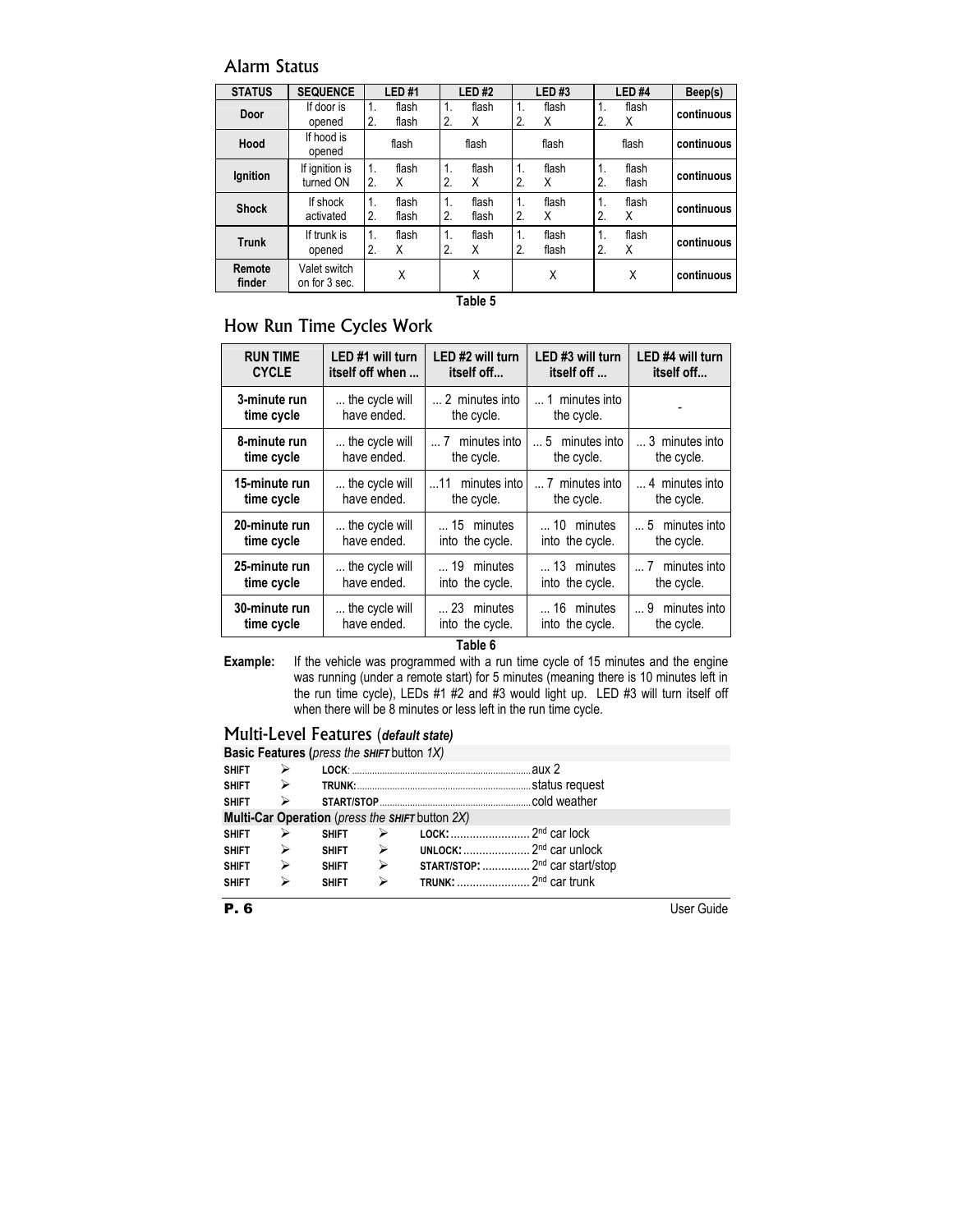## Alarm Status

| STATUS | SEQUENCE | LED #1 | LED #2 | LED #3 | LED #4 | Beep(s) |
|---|---|---|---|---|---|---|
| **Door** | If door is opened | 1. flash<br>2. flash | 1. flash<br>2. X | 1. flash<br>2. X | 1. flash<br>2. X | **continuous** |
| **Hood** | If hood is opened | flash | flash | flash | flash | **continuous** |
| **Ignition** | If ignition is turned ON | 1. flash<br>2. X | 1. flash<br>2. X | 1. flash<br>2. X | 1. flash<br>2. flash | **continuous** |
| **Shock** | If shock activated | 1. flash<br>2. flash | 1. flash<br>2. flash | 1. flash<br>2. X | 1. flash<br>2. X | **continuous** |
| **Trunk** | If trunk is opened | 1. flash<br>2. X | 1. flash<br>2. X | 1. flash<br>2. flash | 1. flash<br>2. X | **continuous** |
| **Remote finder** | Valet switch on for 3 sec. | X | X | X | X | **continuous** |

**Table 5**

## How Run Time Cycles Work

| RUN TIME CYCLE | LED #1 will turn itself off when ... | LED #2 will turn itself off... | LED #3 will turn itself off ... | LED #4 will turn itself off... |
|---|---|---|---|---|
| **3-minute run time cycle** | ... the cycle will have ended. | ... 2 minutes into the cycle. | ... 1 minutes into the cycle. | - |
| **8-minute run time cycle** | ... the cycle will have ended. | ... 7 minutes into the cycle. | ... 5 minutes into the cycle. | ... 3 minutes into the cycle. |
| **15-minute run time cycle** | ... the cycle will have ended. | ...11 minutes into the cycle. | ... 7 minutes into the cycle. | ... 4 minutes into the cycle. |
| **20-minute run time cycle** | ... the cycle will have ended. | ... 15 minutes into the cycle. | ... 10 minutes into the cycle. | ... 5 minutes into the cycle. |
| **25-minute run time cycle** | ... the cycle will have ended. | ... 19 minutes into the cycle. | ... 13 minutes into the cycle. | ... 7 minutes into the cycle. |
| **30-minute run time cycle** | ... the cycle will have ended. | ... 23 minutes into the cycle. | ... 16 minutes into the cycle. | ... 9 minutes into the cycle. |

**Table 6**

**Example:** If the vehicle was programmed with a run time cycle of 15 minutes and the engine was running (under a remote start) for 5 minutes (meaning there is 10 minutes left in the run time cycle), LEDs #1 #2 and #3 would light up. LED #3 will turn itself off when there will be 8 minutes or less left in the run time cycle.

## Multi-Level Features (*default state*)

**Basic Features (***press the* ***SHIFT*** *button 1X)*

- **SHIFT** ➢ **LOCK**: ........................................ aux 2
- **SHIFT** ➢ **TRUNK**: ........................................ status request
- **SHIFT** ➢ **START/STOP** ........................................ cold weather

**Multi-Car Operation** (*press the* ***SHIFT*** *button 2X)*

- **SHIFT** ➢ **SHIFT** ➢ **LOCK:** ........................ 2nd car lock
- **SHIFT** ➢ **SHIFT** ➢ **UNLOCK:** ........................ 2nd car unlock
- **SHIFT** ➢ **SHIFT** ➢ **START/STOP:** ........................ 2nd car start/stop
- **SHIFT** ➢ **SHIFT** ➢ **TRUNK:** ........................ 2nd car trunk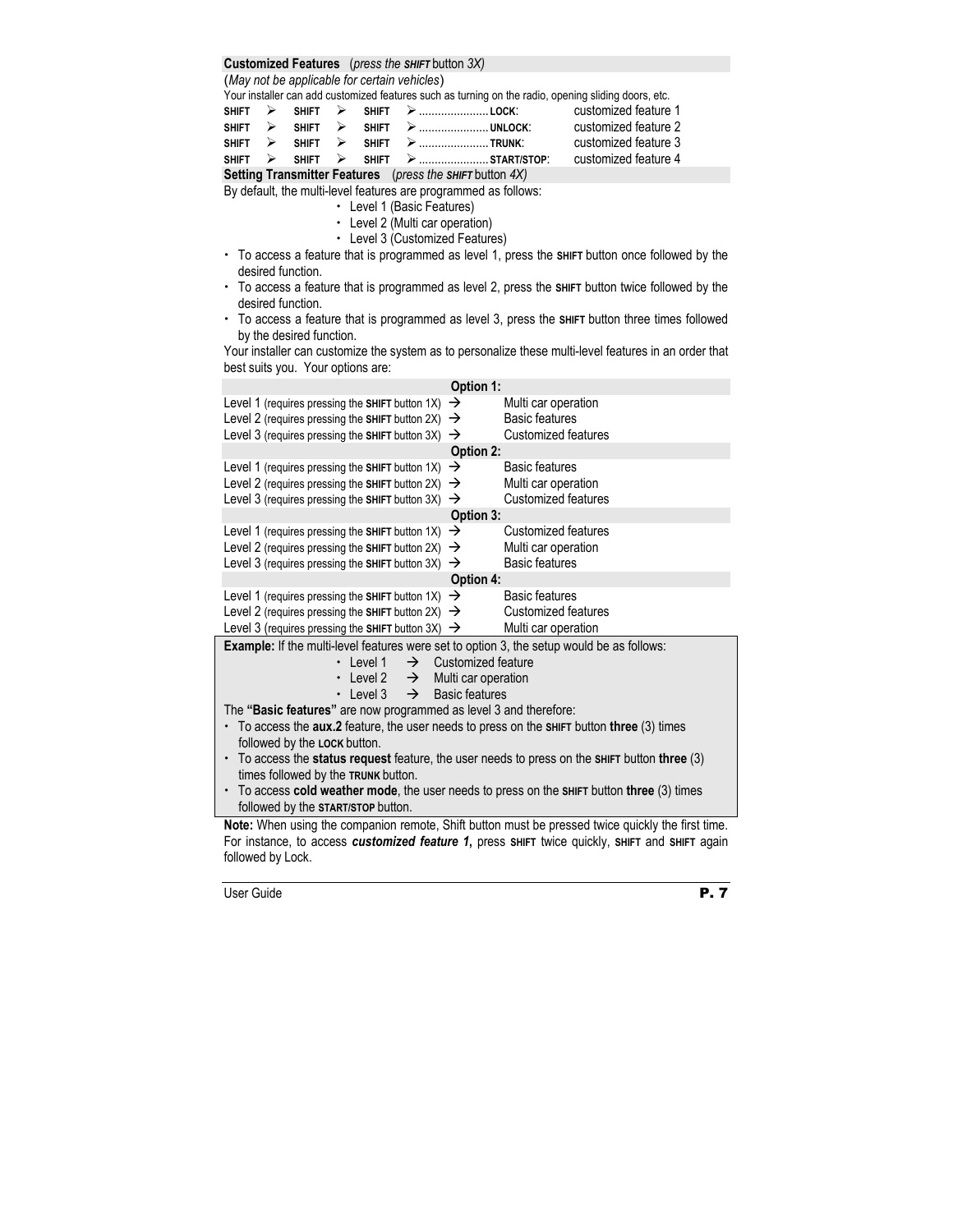**Customized Features** (*press the **SHIFT** button 3X)*

(*May not be applicable for certain vehicles*)

Your installer can add customized features such as turning on the radio, opening sliding doors, etc.

| | |
|---|---|
| **SHIFT** ➢ **SHIFT** ➢ **SHIFT** ➢ ...................... **LOCK**: | customized feature 1 |
| **SHIFT** ➢ **SHIFT** ➢ **SHIFT** ➢ ...................... **UNLOCK**: | customized feature 2 |
| **SHIFT** ➢ **SHIFT** ➢ **SHIFT** ➢ ...................... **TRUNK**: | customized feature 3 |
| **SHIFT** ➢ **SHIFT** ➢ **SHIFT** ➢ ...................... **START/STOP**: | customized feature 4 |

**Setting Transmitter Features** (*press the **SHIFT** button 4X)*

By default, the multi-level features are programmed as follows:

- Level 1 (Basic Features)
- Level 2 (Multi car operation)
- Level 3 (Customized Features)

- To access a feature that is programmed as level 1, press the **SHIFT** button once followed by the desired function.
- To access a feature that is programmed as level 2, press the **SHIFT** button twice followed by the desired function.
- To access a feature that is programmed as level 3, press the **SHIFT** button three times followed by the desired function.

Your installer can customize the system as to personalize these multi-level features in an order that best suits you. Your options are:

| **Option 1:** | |
|---|---|
| Level 1 (requires pressing the **SHIFT** button 1X) → | Multi car operation |
| Level 2 (requires pressing the **SHIFT** button 2X) → | Basic features |
| Level 3 (requires pressing the **SHIFT** button 3X) → | Customized features |
| **Option 2:** | |
| Level 1 (requires pressing the **SHIFT** button 1X) → | Basic features |
| Level 2 (requires pressing the **SHIFT** button 2X) → | Multi car operation |
| Level 3 (requires pressing the **SHIFT** button 3X) → | Customized features |
| **Option 3:** | |
| Level 1 (requires pressing the **SHIFT** button 1X) → | Customized features |
| Level 2 (requires pressing the **SHIFT** button 2X) → | Multi car operation |
| Level 3 (requires pressing the **SHIFT** button 3X) → | Basic features |
| **Option 4:** | |
| Level 1 (requires pressing the **SHIFT** button 1X) → | Basic features |
| Level 2 (requires pressing the **SHIFT** button 2X) → | Customized features |
| Level 3 (requires pressing the **SHIFT** button 3X) → | Multi car operation |

**Example:** If the multi-level features were set to option 3, the setup would be as follows:

- Level 1 → Customized feature
- Level 2 → Multi car operation
- Level 3 → Basic features

The **"Basic features"** are now programmed as level 3 and therefore:

- To access the **aux.2** feature, the user needs to press on the **SHIFT** button **three** (3) times followed by the **LOCK** button.
- To access the **status request** feature, the user needs to press on the **SHIFT** button **three** (3) times followed by the **TRUNK** button.
- To access **cold weather mode**, the user needs to press on the **SHIFT** button **three** (3) times followed by the **START/STOP** button.

**Note:** When using the companion remote, Shift button must be pressed twice quickly the first time. For instance, to access ***customized feature 1***, press **SHIFT** twice quickly, **SHIFT** and **SHIFT** again followed by Lock.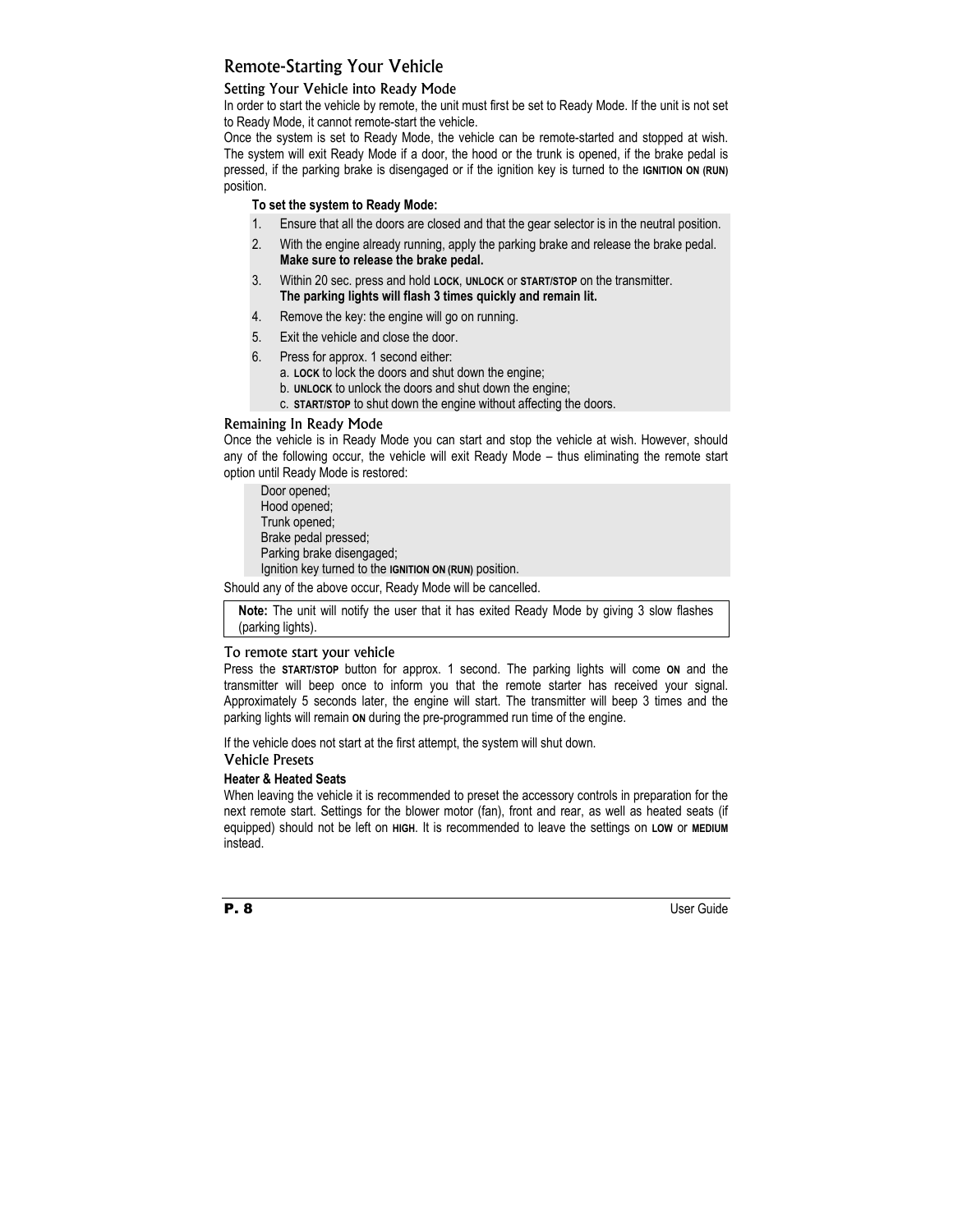## Remote-Starting Your Vehicle

### Setting Your Vehicle into Ready Mode

In order to start the vehicle by remote, the unit must first be set to Ready Mode. If the unit is not set to Ready Mode, it cannot remote-start the vehicle.

Once the system is set to Ready Mode, the vehicle can be remote-started and stopped at wish. The system will exit Ready Mode if a door, the hood or the trunk is opened, if the brake pedal is pressed, if the parking brake is disengaged or if the ignition key is turned to the **IGNITION ON (RUN)** position.

**To set the system to Ready Mode:**

1. Ensure that all the doors are closed and that the gear selector is in the neutral position.
2. With the engine already running, apply the parking brake and release the brake pedal. **Make sure to release the brake pedal.**
3. Within 20 sec. press and hold **LOCK**, **UNLOCK** or **START/STOP** on the transmitter. **The parking lights will flash 3 times quickly and remain lit.**
4. Remove the key: the engine will go on running.
5. Exit the vehicle and close the door.
6. Press for approx. 1 second either:
   a. **LOCK** to lock the doors and shut down the engine;
   b. **UNLOCK** to unlock the doors and shut down the engine;
   c. **START/STOP** to shut down the engine without affecting the doors.

### Remaining In Ready Mode

Once the vehicle is in Ready Mode you can start and stop the vehicle at wish. However, should any of the following occur, the vehicle will exit Ready Mode – thus eliminating the remote start option until Ready Mode is restored:

- Door opened;
- Hood opened;
- Trunk opened;
- Brake pedal pressed;
- Parking brake disengaged;
- Ignition key turned to the **IGNITION ON (RUN)** position.

Should any of the above occur, Ready Mode will be cancelled.

> **Note:** The unit will notify the user that it has exited Ready Mode by giving 3 slow flashes (parking lights).

### To remote start your vehicle

Press the **START/STOP** button for approx. 1 second. The parking lights will come **ON** and the transmitter will beep once to inform you that the remote starter has received your signal. Approximately 5 seconds later, the engine will start. The transmitter will beep 3 times and the parking lights will remain **ON** during the pre-programmed run time of the engine.

If the vehicle does not start at the first attempt, the system will shut down.

### Vehicle Presets

**Heater & Heated Seats**

When leaving the vehicle it is recommended to preset the accessory controls in preparation for the next remote start. Settings for the blower motor (fan), front and rear, as well as heated seats (if equipped) should not be left on **HIGH**. It is recommended to leave the settings on **LOW** or **MEDIUM** instead.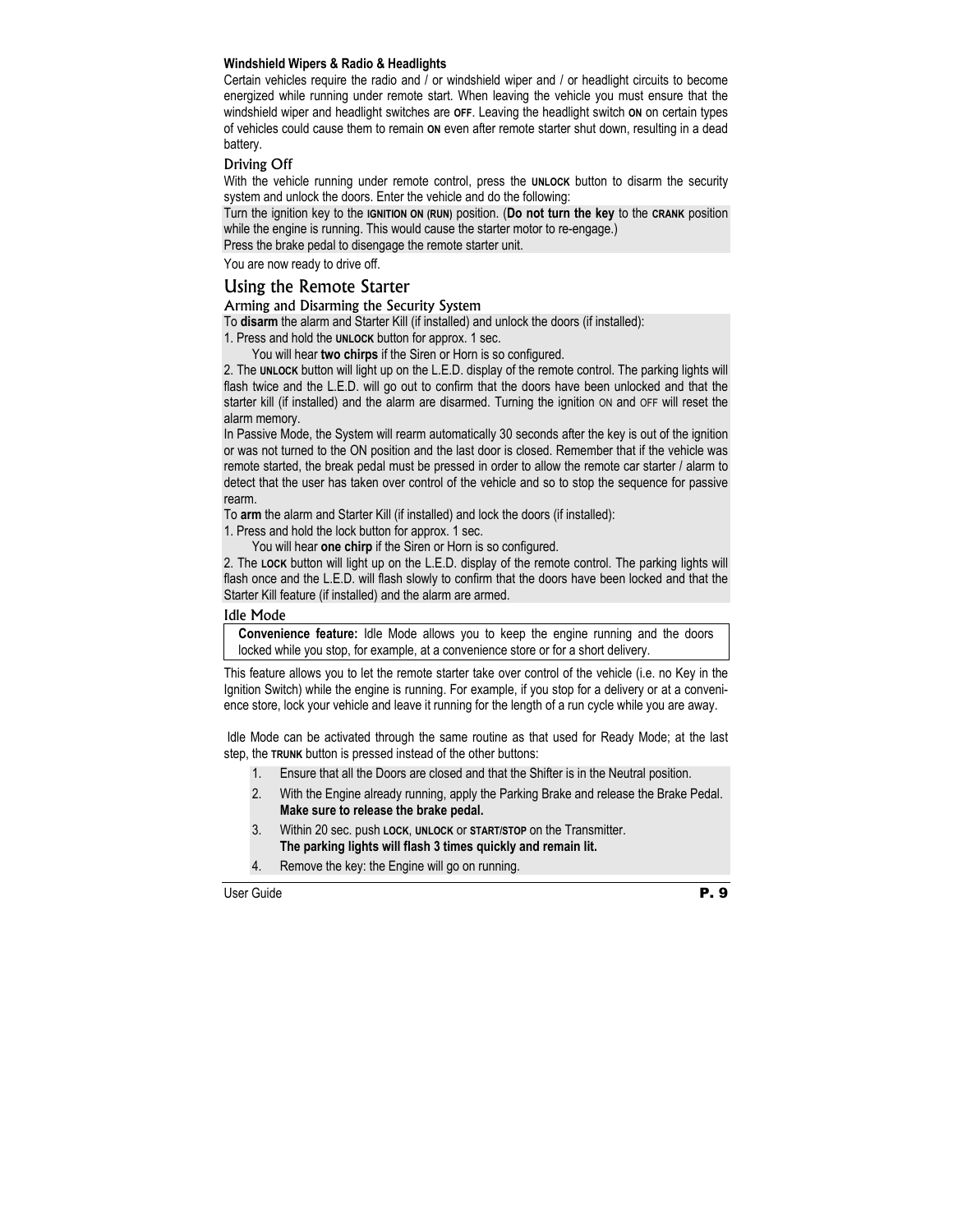**Windshield Wipers & Radio & Headlights**

Certain vehicles require the radio and / or windshield wiper and / or headlight circuits to become energized while running under remote start. When leaving the vehicle you must ensure that the windshield wiper and headlight switches are **OFF**. Leaving the headlight switch **ON** on certain types of vehicles could cause them to remain **ON** even after remote starter shut down, resulting in a dead battery.

### Driving Off

With the vehicle running under remote control, press the **UNLOCK** button to disarm the security system and unlock the doors. Enter the vehicle and do the following:

Turn the ignition key to the **IGNITION ON (RUN)** position. (**Do not turn the key** to the **CRANK** position while the engine is running. This would cause the starter motor to re-engage.)

Press the brake pedal to disengage the remote starter unit.

You are now ready to drive off.

## Using the Remote Starter

### Arming and Disarming the Security System

To **disarm** the alarm and Starter Kill (if installed) and unlock the doors (if installed):

1. Press and hold the **UNLOCK** button for approx. 1 sec.
   You will hear **two chirps** if the Siren or Horn is so configured.
2. The **UNLOCK** button will light up on the L.E.D. display of the remote control. The parking lights will flash twice and the L.E.D. will go out to confirm that the doors have been unlocked and that the starter kill (if installed) and the alarm are disarmed. Turning the ignition ON and OFF will reset the alarm memory.

In Passive Mode, the System will rearm automatically 30 seconds after the key is out of the ignition or was not turned to the ON position and the last door is closed. Remember that if the vehicle was remote started, the break pedal must be pressed in order to allow the remote car starter / alarm to detect that the user has taken over control of the vehicle and so to stop the sequence for passive rearm.

To **arm** the alarm and Starter Kill (if installed) and lock the doors (if installed):

1. Press and hold the lock button for approx. 1 sec.
   You will hear **one chirp** if the Siren or Horn is so configured.
2. The **LOCK** button will light up on the L.E.D. display of the remote control. The parking lights will flash once and the L.E.D. will flash slowly to confirm that the doors have been locked and that the Starter Kill feature (if installed) and the alarm are armed.

### Idle Mode

> **Convenience feature:** Idle Mode allows you to keep the engine running and the doors locked while you stop, for example, at a convenience store or for a short delivery.

This feature allows you to let the remote starter take over control of the vehicle (i.e. no Key in the Ignition Switch) while the engine is running. For example, if you stop for a delivery or at a convenience store, lock your vehicle and leave it running for the length of a run cycle while you are away.

Idle Mode can be activated through the same routine as that used for Ready Mode; at the last step, the **TRUNK** button is pressed instead of the other buttons:

1. Ensure that all the Doors are closed and that the Shifter is in the Neutral position.
2. With the Engine already running, apply the Parking Brake and release the Brake Pedal. **Make sure to release the brake pedal.**
3. Within 20 sec. push **LOCK**, **UNLOCK** or **START/STOP** on the Transmitter.
   **The parking lights will flash 3 times quickly and remain lit.**
4. Remove the key: the Engine will go on running.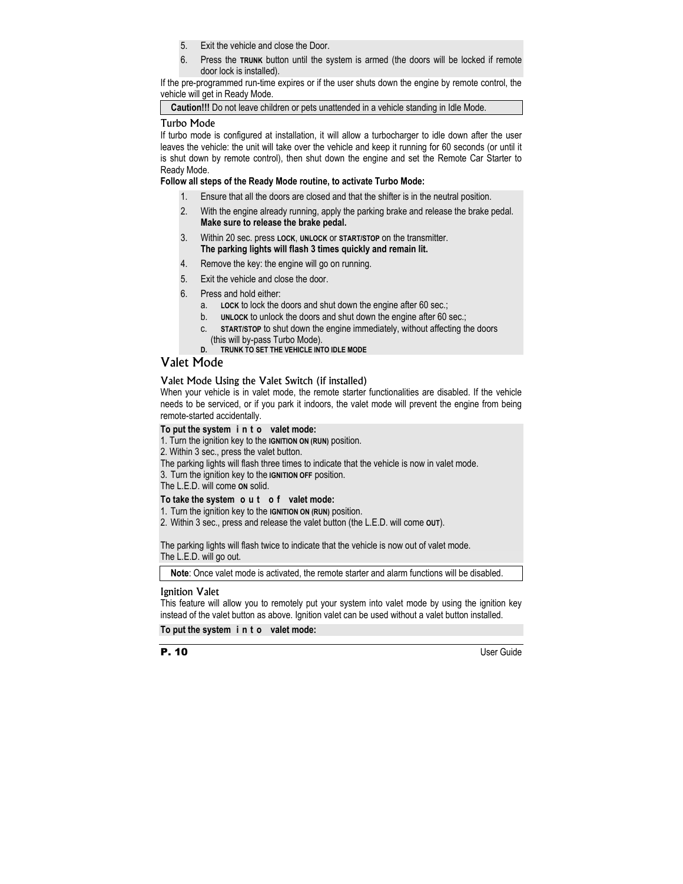5. Exit the vehicle and close the Door.
6. Press the **TRUNK** button until the system is armed (the doors will be locked if remote door lock is installed).

If the pre-programmed run-time expires or if the user shuts down the engine by remote control, the vehicle will get in Ready Mode.

| **Caution!!!** Do not leave children or pets unattended in a vehicle standing in Idle Mode. |
|---|

### Turbo Mode

If turbo mode is configured at installation, it will allow a turbocharger to idle down after the user leaves the vehicle: the unit will take over the vehicle and keep it running for 60 seconds (or until it is shut down by remote control), then shut down the engine and set the Remote Car Starter to Ready Mode.

**Follow all steps of the Ready Mode routine, to activate Turbo Mode:**

1. Ensure that all the doors are closed and that the shifter is in the neutral position.
2. With the engine already running, apply the parking brake and release the brake pedal. **Make sure to release the brake pedal.**
3. Within 20 sec. press **LOCK**, **UNLOCK** or **START/STOP** on the transmitter. **The parking lights will flash 3 times quickly and remain lit.**
4. Remove the key: the engine will go on running.
5. Exit the vehicle and close the door.
6. Press and hold either:
   a. **LOCK** to lock the doors and shut down the engine after 60 sec.;
   b. **UNLOCK** to unlock the doors and shut down the engine after 60 sec.;
   c. **START/STOP** to shut down the engine immediately, without affecting the doors (this will by-pass Turbo Mode).
   D. **TRUNK TO SET THE VEHICLE INTO IDLE MODE**

## Valet Mode

### Valet Mode Using the Valet Switch (if installed)

When your vehicle is in valet mode, the remote starter functionalities are disabled. If the vehicle needs to be serviced, or if you park it indoors, the valet mode will prevent the engine from being remote-started accidentally.

**To put the system into valet mode:**

1. Turn the ignition key to the **IGNITION ON (RUN)** position.
2. Within 3 sec., press the valet button.

The parking lights will flash three times to indicate that the vehicle is now in valet mode.

3. Turn the ignition key to the **IGNITION OFF** position.

The L.E.D. will come **ON** solid.

**To take the system out of valet mode:**

1. Turn the ignition key to the **IGNITION ON (RUN)** position.
2. Within 3 sec., press and release the valet button (the L.E.D. will come **OUT**).

The parking lights will flash twice to indicate that the vehicle is now out of valet mode.
The L.E.D. will go out.

| **Note**: Once valet mode is activated, the remote starter and alarm functions will be disabled. |
|---|

### Ignition Valet

This feature will allow you to remotely put your system into valet mode by using the ignition key instead of the valet button as above. Ignition valet can be used without a valet button installed.

**To put the system into valet mode:**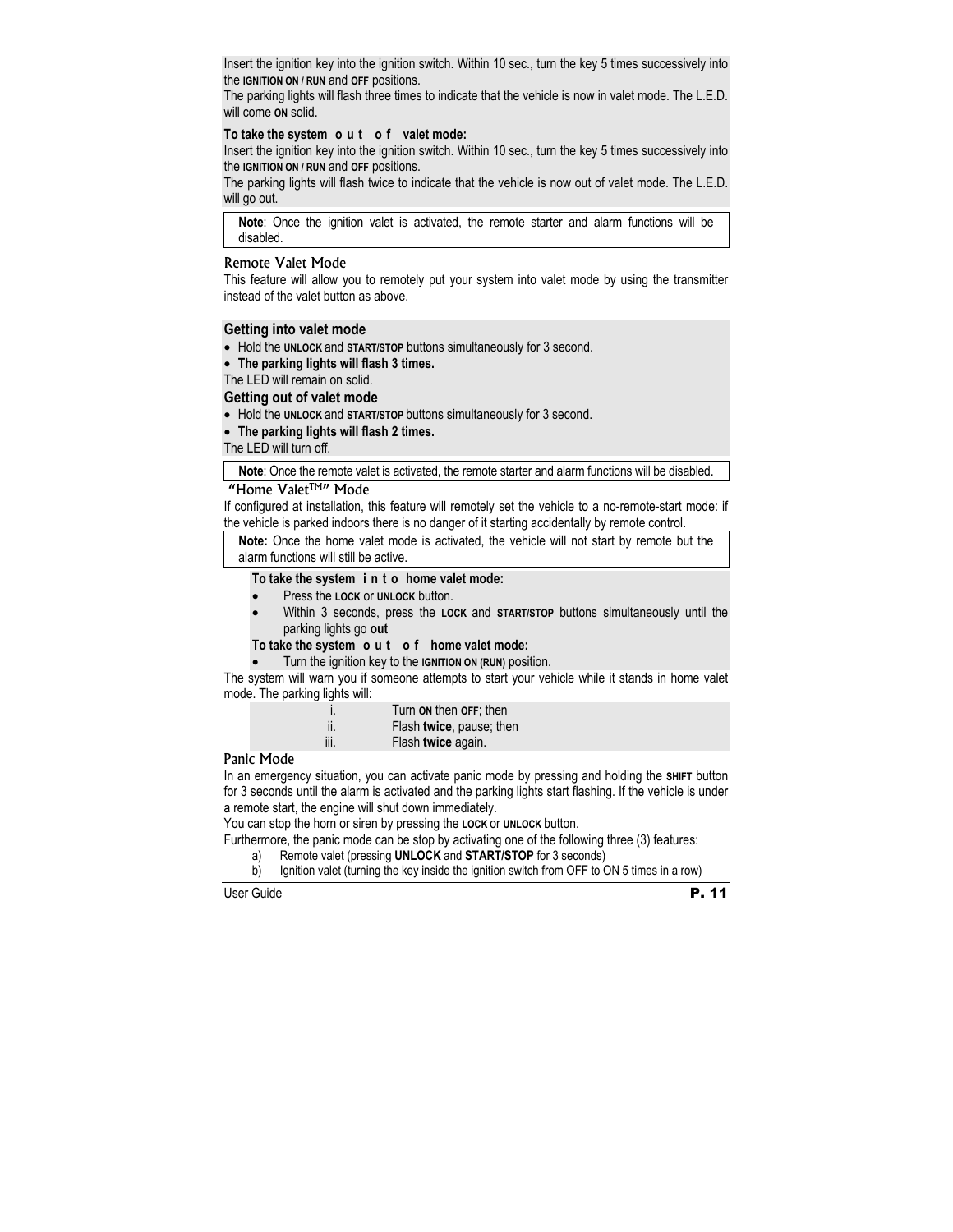Insert the ignition key into the ignition switch. Within 10 sec., turn the key 5 times successively into the **IGNITION ON / RUN** and **OFF** positions.

The parking lights will flash three times to indicate that the vehicle is now in valet mode. The L.E.D. will come **ON** solid.

**To take the system o u t o f valet mode:**

Insert the ignition key into the ignition switch. Within 10 sec., turn the key 5 times successively into the **IGNITION ON / RUN** and **OFF** positions.

The parking lights will flash twice to indicate that the vehicle is now out of valet mode. The L.E.D. will go out.

> **Note**: Once the ignition valet is activated, the remote starter and alarm functions will be disabled.

## Remote Valet Mode

This feature will allow you to remotely put your system into valet mode by using the transmitter instead of the valet button as above.

### Getting into valet mode

- Hold the **UNLOCK** and **START/STOP** buttons simultaneously for 3 second.
- **The parking lights will flash 3 times.**

The LED will remain on solid.

### Getting out of valet mode

- Hold the **UNLOCK** and **START/STOP** buttons simultaneously for 3 second.
- **The parking lights will flash 2 times.**

The LED will turn off.

> **Note**: Once the remote valet is activated, the remote starter and alarm functions will be disabled.

## "Home Valet™" Mode

If configured at installation, this feature will remotely set the vehicle to a no-remote-start mode: if the vehicle is parked indoors there is no danger of it starting accidentally by remote control.

> **Note:** Once the home valet mode is activated, the vehicle will not start by remote but the alarm functions will still be active.

**To take the system i n t o home valet mode:**

- Press the **LOCK** or **UNLOCK** button.
- Within 3 seconds, press the **LOCK** and **START/STOP** buttons simultaneously until the parking lights go **out**

**To take the system o u t o f home valet mode:**

- Turn the ignition key to the **IGNITION ON (RUN)** position.

The system will warn you if someone attempts to start your vehicle while it stands in home valet mode. The parking lights will:

i. Turn **ON** then **OFF**; then
ii. Flash **twice**, pause; then
iii. Flash **twice** again.

## Panic Mode

In an emergency situation, you can activate panic mode by pressing and holding the **SHIFT** button for 3 seconds until the alarm is activated and the parking lights start flashing. If the vehicle is under a remote start, the engine will shut down immediately.

You can stop the horn or siren by pressing the **LOCK** or **UNLOCK** button.

Furthermore, the panic mode can be stop by activating one of the following three (3) features:

a) Remote valet (pressing **UNLOCK** and **START/STOP** for 3 seconds)
b) Ignition valet (turning the key inside the ignition switch from OFF to ON 5 times in a row)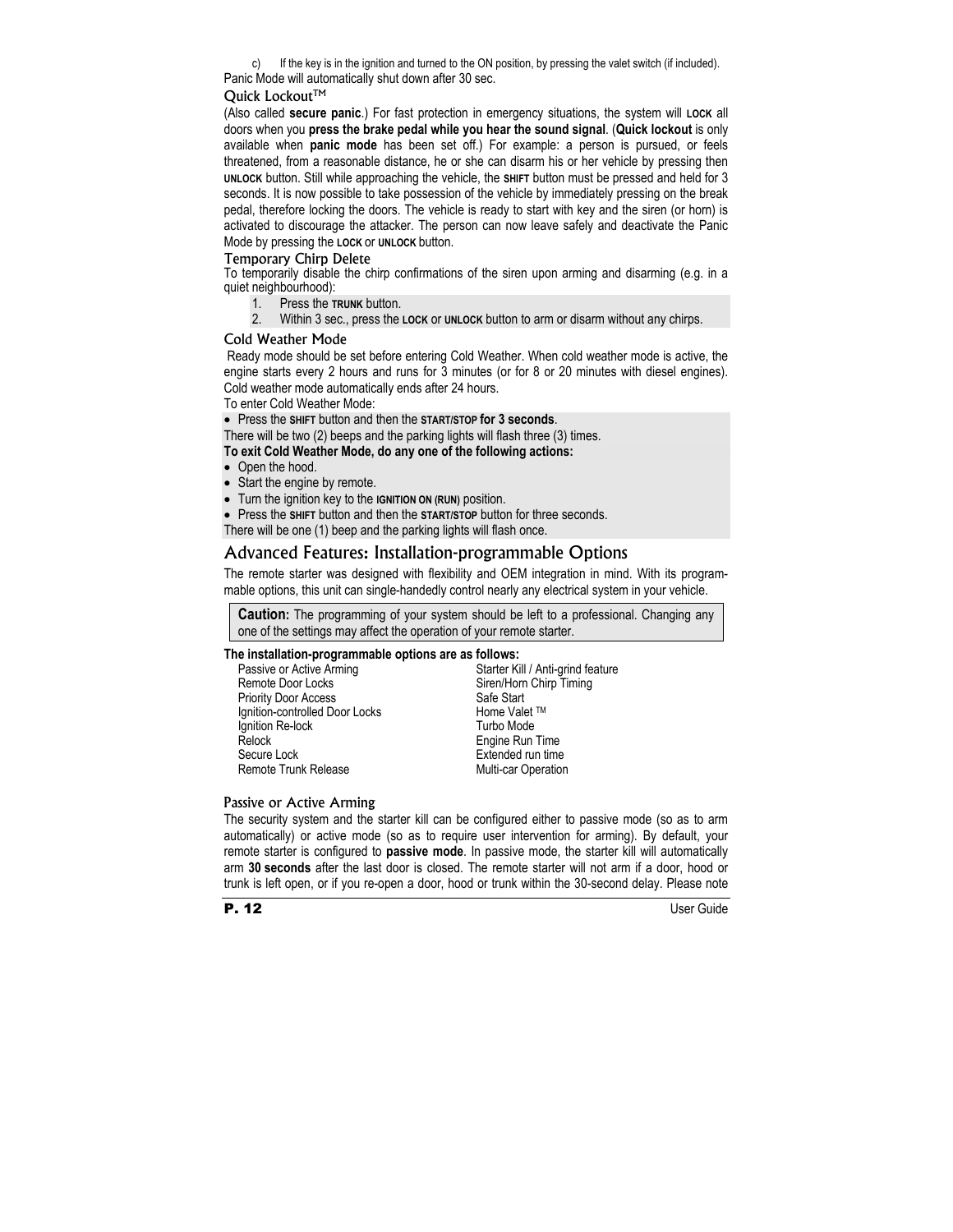c) If the key is in the ignition and turned to the ON position, by pressing the valet switch (if included).

Panic Mode will automatically shut down after 30 sec.

### Quick Lockout™

(Also called **secure panic**.) For fast protection in emergency situations, the system will **LOCK** all doors when you **press the brake pedal while you hear the sound signal**. (**Quick lockout** is only available when **panic mode** has been set off.) For example: a person is pursued, or feels threatened, from a reasonable distance, he or she can disarm his or her vehicle by pressing then **UNLOCK** button. Still while approaching the vehicle, the **SHIFT** button must be pressed and held for 3 seconds. It is now possible to take possession of the vehicle by immediately pressing on the break pedal, therefore locking the doors. The vehicle is ready to start with key and the siren (or horn) is activated to discourage the attacker. The person can now leave safely and deactivate the Panic Mode by pressing the **LOCK** or **UNLOCK** button.

### Temporary Chirp Delete

To temporarily disable the chirp confirmations of the siren upon arming and disarming (e.g. in a quiet neighbourhood):

1. Press the **TRUNK** button.
2. Within 3 sec., press the **LOCK** or **UNLOCK** button to arm or disarm without any chirps.

### Cold Weather Mode

Ready mode should be set before entering Cold Weather. When cold weather mode is active, the engine starts every 2 hours and runs for 3 minutes (or for 8 or 20 minutes with diesel engines). Cold weather mode automatically ends after 24 hours.

To enter Cold Weather Mode:

- Press the **SHIFT** button and then the **START/STOP for 3 seconds**.

There will be two (2) beeps and the parking lights will flash three (3) times.

**To exit Cold Weather Mode, do any one of the following actions:**

- Open the hood.
- Start the engine by remote.
- Turn the ignition key to the **IGNITION ON (RUN)** position.
- Press the **SHIFT** button and then the **START/STOP** button for three seconds.

There will be one (1) beep and the parking lights will flash once.

## Advanced Features: Installation-programmable Options

The remote starter was designed with flexibility and OEM integration in mind. With its programmable options, this unit can single-handedly control nearly any electrical system in your vehicle.

**Caution:** The programming of your system should be left to a professional. Changing any one of the settings may affect the operation of your remote starter.

**The installation-programmable options are as follows:**

- Passive or Active Arming
- Remote Door Locks
- Priority Door Access
- Ignition-controlled Door Locks
- Ignition Re-lock
- Relock
- Secure Lock
- Remote Trunk Release
- Starter Kill / Anti-grind feature
- Siren/Horn Chirp Timing
- Safe Start
- Home Valet ™
- Turbo Mode
- Engine Run Time
- Extended run time
- Multi-car Operation

### Passive or Active Arming

The security system and the starter kill can be configured either to passive mode (so as to arm automatically) or active mode (so as to require user intervention for arming). By default, your remote starter is configured to **passive mode**. In passive mode, the starter kill will automatically arm **30 seconds** after the last door is closed. The remote starter will not arm if a door, hood or trunk is left open, or if you re-open a door, hood or trunk within the 30-second delay. Please note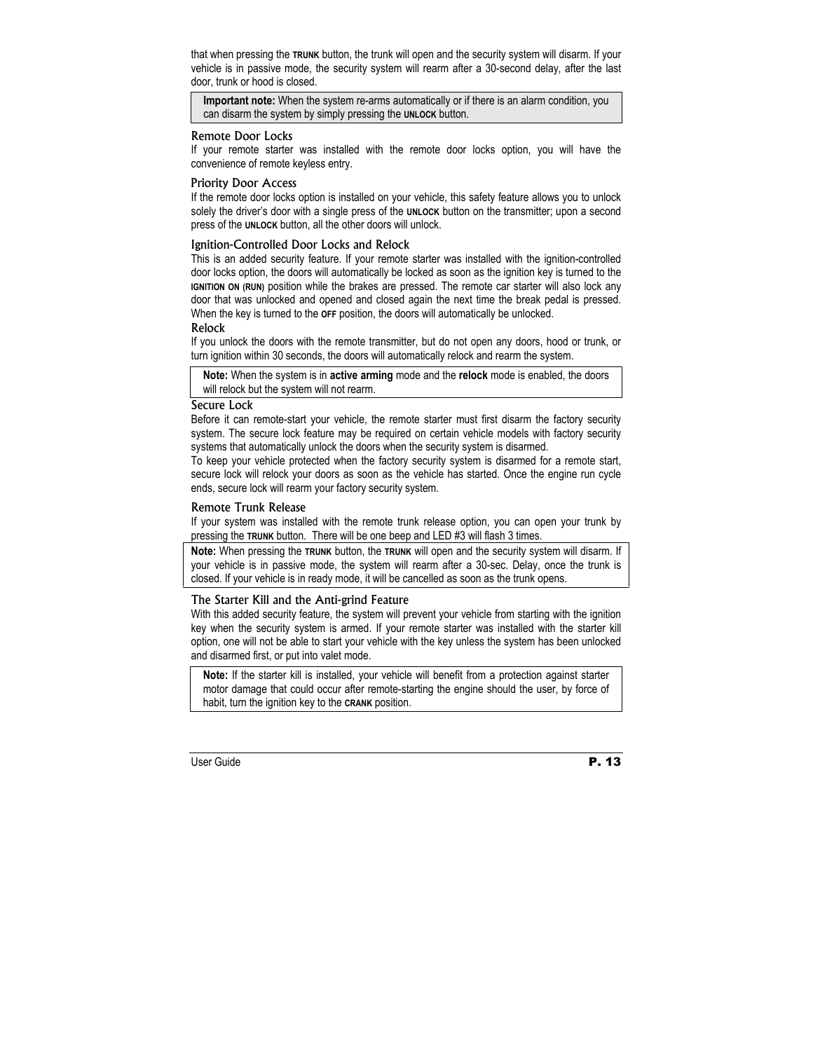that when pressing the **TRUNK** button, the trunk will open and the security system will disarm. If your vehicle is in passive mode, the security system will rearm after a 30-second delay, after the last door, trunk or hood is closed.

> **Important note:** When the system re-arms automatically or if there is an alarm condition, you can disarm the system by simply pressing the **UNLOCK** button.

### Remote Door Locks

If your remote starter was installed with the remote door locks option, you will have the convenience of remote keyless entry.

### Priority Door Access

If the remote door locks option is installed on your vehicle, this safety feature allows you to unlock solely the driver's door with a single press of the **UNLOCK** button on the transmitter; upon a second press of the **UNLOCK** button, all the other doors will unlock.

### Ignition-Controlled Door Locks and Relock

This is an added security feature. If your remote starter was installed with the ignition-controlled door locks option, the doors will automatically be locked as soon as the ignition key is turned to the **IGNITION ON (RUN)** position while the brakes are pressed. The remote car starter will also lock any door that was unlocked and opened and closed again the next time the break pedal is pressed. When the key is turned to the **OFF** position, the doors will automatically be unlocked.

### Relock

If you unlock the doors with the remote transmitter, but do not open any doors, hood or trunk, or turn ignition within 30 seconds, the doors will automatically relock and rearm the system.

> **Note:** When the system is in **active arming** mode and the **relock** mode is enabled, the doors will relock but the system will not rearm.

### Secure Lock

Before it can remote-start your vehicle, the remote starter must first disarm the factory security system. The secure lock feature may be required on certain vehicle models with factory security systems that automatically unlock the doors when the security system is disarmed.

To keep your vehicle protected when the factory security system is disarmed for a remote start, secure lock will relock your doors as soon as the vehicle has started. Once the engine run cycle ends, secure lock will rearm your factory security system.

### Remote Trunk Release

If your system was installed with the remote trunk release option, you can open your trunk by pressing the **TRUNK** button. There will be one beep and LED #3 will flash 3 times.

> **Note:** When pressing the **TRUNK** button, the **TRUNK** will open and the security system will disarm. If your vehicle is in passive mode, the system will rearm after a 30-sec. Delay, once the trunk is closed. If your vehicle is in ready mode, it will be cancelled as soon as the trunk opens.

### The Starter Kill and the Anti-grind Feature

With this added security feature, the system will prevent your vehicle from starting with the ignition key when the security system is armed. If your remote starter was installed with the starter kill option, one will not be able to start your vehicle with the key unless the system has been unlocked and disarmed first, or put into valet mode.

> **Note:** If the starter kill is installed, your vehicle will benefit from a protection against starter motor damage that could occur after remote-starting the engine should the user, by force of habit, turn the ignition key to the **CRANK** position.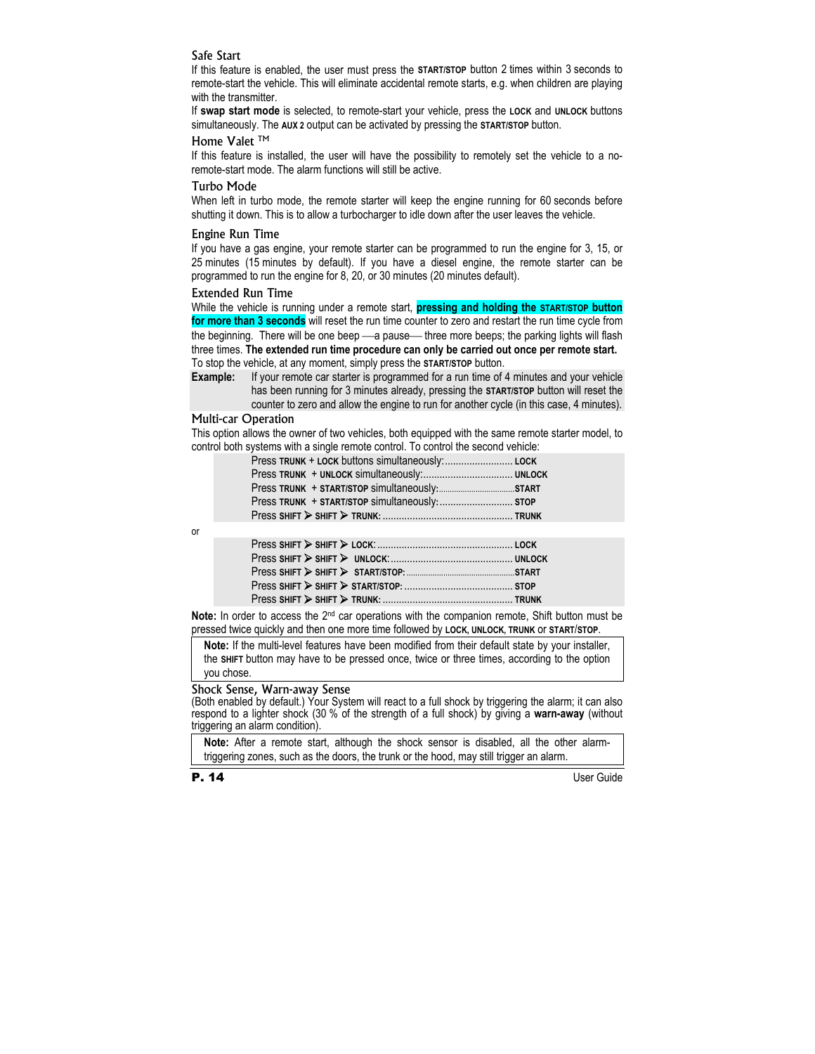## Safe Start

If this feature is enabled, the user must press the **START/STOP** button 2 times within 3 seconds to remote-start the vehicle. This will eliminate accidental remote starts, e.g. when children are playing with the transmitter.

If **swap start mode** is selected, to remote-start your vehicle, press the **LOCK** and **UNLOCK** buttons simultaneously. The **AUX 2** output can be activated by pressing the **START/STOP** button.

## Home Valet ™

If this feature is installed, the user will have the possibility to remotely set the vehicle to a no-remote-start mode. The alarm functions will still be active.

## Turbo Mode

When left in turbo mode, the remote starter will keep the engine running for 60 seconds before shutting it down. This is to allow a turbocharger to idle down after the user leaves the vehicle.

## Engine Run Time

If you have a gas engine, your remote starter can be programmed to run the engine for 3, 15, or 25 minutes (15 minutes by default). If you have a diesel engine, the remote starter can be programmed to run the engine for 8, 20, or 30 minutes (20 minutes default).

## Extended Run Time

While the vehicle is running under a remote start, **pressing and holding the START/STOP button for more than 3 seconds** will reset the run time counter to zero and restart the run time cycle from the beginning. There will be one beep —a pause— three more beeps; the parking lights will flash three times. **The extended run time procedure can only be carried out once per remote start.** To stop the vehicle, at any moment, simply press the **START/STOP** button.

**Example:** If your remote car starter is programmed for a run time of 4 minutes and your vehicle has been running for 3 minutes already, pressing the **START/STOP** button will reset the counter to zero and allow the engine to run for another cycle (in this case, 4 minutes).

## Multi-car Operation

This option allows the owner of two vehicles, both equipped with the same remote starter model, to control both systems with a single remote control. To control the second vehicle:

Press **TRUNK** + **LOCK** buttons simultaneously:.......................... **LOCK**
Press **TRUNK** + **UNLOCK** simultaneously:.................................. **UNLOCK**
Press **TRUNK** + **START/STOP** simultaneously:.................................. **START**
Press **TRUNK** + **START/STOP** simultaneously:........................... **STOP**
Press **SHIFT** ➢ **SHIFT** ➢ **TRUNK**: ............................................... **TRUNK**

or

Press **SHIFT** ➢ **SHIFT** ➢ **LOCK**:................................................. **LOCK**
Press **SHIFT** ➢ **SHIFT** ➢ **UNLOCK**:............................................ **UNLOCK**
Press **SHIFT** ➢ **SHIFT** ➢ **START/STOP**:............................................ **START**
Press **SHIFT** ➢ **SHIFT** ➢ **START/STOP**: ....................................... **STOP**
Press **SHIFT** ➢ **SHIFT** ➢ **TRUNK**: ............................................... **TRUNK**

**Note:** In order to access the 2nd car operations with the companion remote, Shift button must be pressed twice quickly and then one more time followed by **LOCK**, **UNLOCK**, **TRUNK** or **START/STOP**.

> **Note:** If the multi-level features have been modified from their default state by your installer, the **SHIFT** button may have to be pressed once, twice or three times, according to the option you chose.

## Shock Sense, Warn-away Sense

(Both enabled by default.) Your System will react to a full shock by triggering the alarm; it can also respond to a lighter shock (30 % of the strength of a full shock) by giving a **warn-away** (without triggering an alarm condition).

> **Note:** After a remote start, although the shock sensor is disabled, all the other alarm-triggering zones, such as the doors, the trunk or the hood, may still trigger an alarm.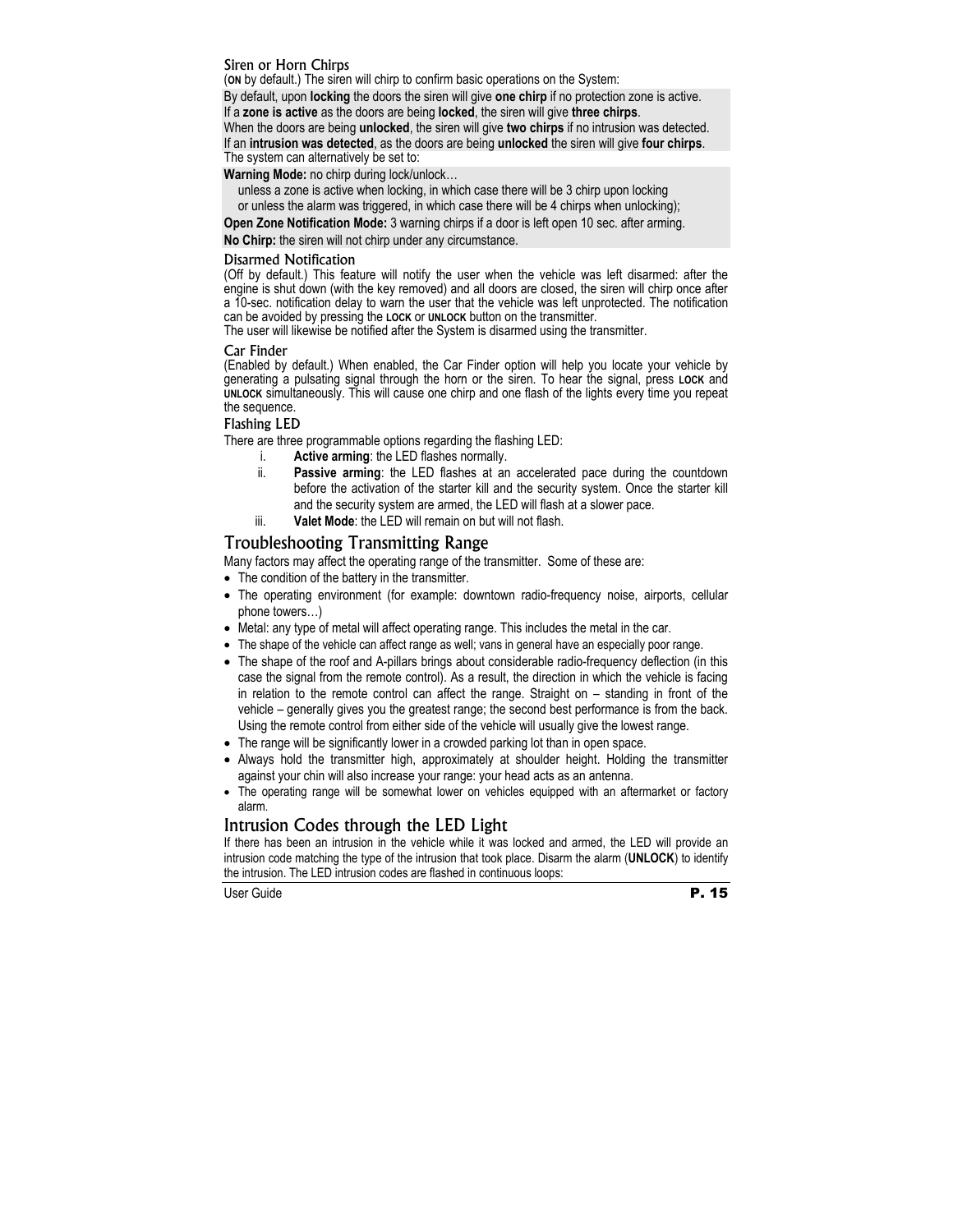### Siren or Horn Chirps

(**ON** by default.) The siren will chirp to confirm basic operations on the System:

By default, upon **locking** the doors the siren will give **one chirp** if no protection zone is active.
If a **zone is active** as the doors are being **locked**, the siren will give **three chirps**.
When the doors are being **unlocked**, the siren will give **two chirps** if no intrusion was detected.
If an **intrusion was detected**, as the doors are being **unlocked** the siren will give **four chirps**.
The system can alternatively be set to:

**Warning Mode:** no chirp during lock/unlock…
unless a zone is active when locking, in which case there will be 3 chirp upon locking
or unless the alarm was triggered, in which case there will be 4 chirps when unlocking);

**Open Zone Notification Mode:** 3 warning chirps if a door is left open 10 sec. after arming.

**No Chirp:** the siren will not chirp under any circumstance.

### Disarmed Notification

(Off by default.) This feature will notify the user when the vehicle was left disarmed: after the engine is shut down (with the key removed) and all doors are closed, the siren will chirp once after a 10-sec. notification delay to warn the user that the vehicle was left unprotected. The notification can be avoided by pressing the **LOCK** or **UNLOCK** button on the transmitter.
The user will likewise be notified after the System is disarmed using the transmitter.

### Car Finder

(Enabled by default.) When enabled, the Car Finder option will help you locate your vehicle by generating a pulsating signal through the horn or the siren. To hear the signal, press **LOCK** and **UNLOCK** simultaneously. This will cause one chirp and one flash of the lights every time you repeat the sequence.

### Flashing LED

There are three programmable options regarding the flashing LED:

i. **Active arming**: the LED flashes normally.
ii. **Passive arming**: the LED flashes at an accelerated pace during the countdown before the activation of the starter kill and the security system. Once the starter kill and the security system are armed, the LED will flash at a slower pace.
iii. **Valet Mode**: the LED will remain on but will not flash.

## Troubleshooting Transmitting Range

Many factors may affect the operating range of the transmitter. Some of these are:

- The condition of the battery in the transmitter.
- The operating environment (for example: downtown radio-frequency noise, airports, cellular phone towers…)
- Metal: any type of metal will affect operating range. This includes the metal in the car.
- The shape of the vehicle can affect range as well; vans in general have an especially poor range.
- The shape of the roof and A-pillars brings about considerable radio-frequency deflection (in this case the signal from the remote control). As a result, the direction in which the vehicle is facing in relation to the remote control can affect the range. Straight on – standing in front of the vehicle – generally gives you the greatest range; the second best performance is from the back. Using the remote control from either side of the vehicle will usually give the lowest range.
- The range will be significantly lower in a crowded parking lot than in open space.
- Always hold the transmitter high, approximately at shoulder height. Holding the transmitter against your chin will also increase your range: your head acts as an antenna.
- The operating range will be somewhat lower on vehicles equipped with an aftermarket or factory alarm.

## Intrusion Codes through the LED Light

If there has been an intrusion in the vehicle while it was locked and armed, the LED will provide an intrusion code matching the type of the intrusion that took place. Disarm the alarm (**UNLOCK**) to identify the intrusion. The LED intrusion codes are flashed in continuous loops: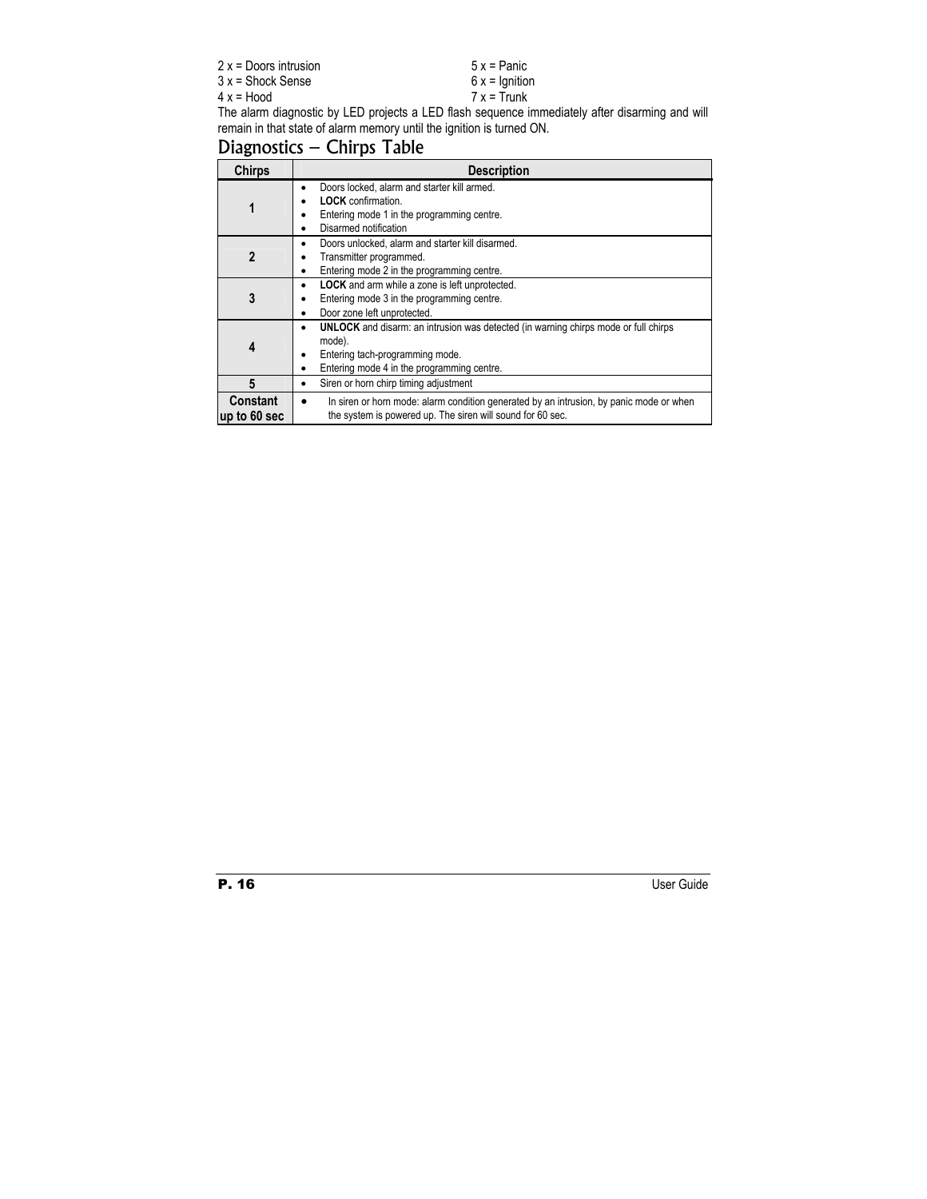2 x = Doors intrusion
3 x = Shock Sense
4 x = Hood
5 x = Panic
6 x = Ignition
7 x = Trunk

The alarm diagnostic by LED projects a LED flash sequence immediately after disarming and will remain in that state of alarm memory until the ignition is turned ON.

## Diagnostics – Chirps Table

| Chirps | Description |
|---|---|
| **1** | • Doors locked, alarm and starter kill armed.<br>• **LOCK** confirmation.<br>• Entering mode 1 in the programming centre.<br>• Disarmed notification |
| **2** | • Doors unlocked, alarm and starter kill disarmed.<br>• Transmitter programmed.<br>• Entering mode 2 in the programming centre. |
| **3** | • **LOCK** and arm while a zone is left unprotected.<br>• Entering mode 3 in the programming centre.<br>• Door zone left unprotected. |
| **4** | • **UNLOCK** and disarm: an intrusion was detected (in warning chirps mode or full chirps mode).<br>• Entering tach-programming mode.<br>• Entering mode 4 in the programming centre. |
| **5** | • Siren or horn chirp timing adjustment |
| **Constant up to 60 sec** | • In siren or horn mode: alarm condition generated by an intrusion, by panic mode or when the system is powered up. The siren will sound for 60 sec. |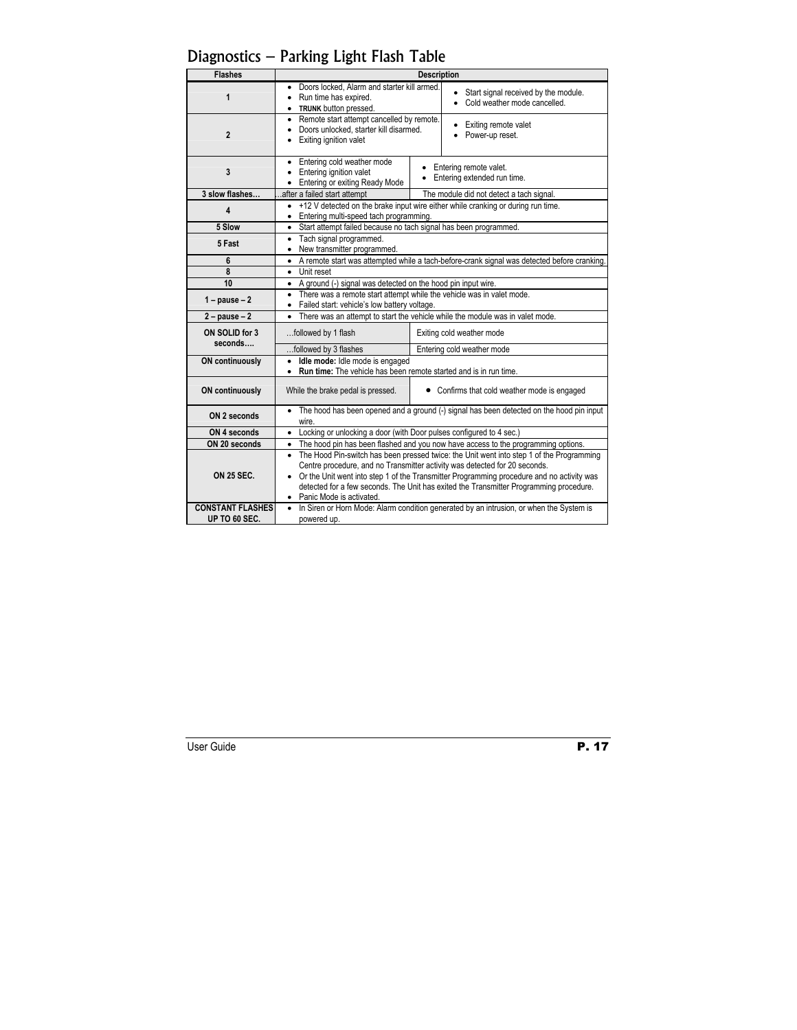## Diagnostics – Parking Light Flash Table

| Flashes | Description | |
|---|---|---|
| 1 | • Doors locked, Alarm and starter kill armed.<br>• Run time has expired.<br>• **TRUNK** button pressed. | • Start signal received by the module.<br>• Cold weather mode cancelled. |
| 2 | • Remote start attempt cancelled by remote.<br>• Doors unlocked, starter kill disarmed.<br>• Exiting ignition valet | • Exiting remote valet<br>• Power-up reset. |
| 3 | • Entering cold weather mode<br>• Entering ignition valet<br>• Entering or exiting Ready Mode | • Entering remote valet.<br>• Entering extended run time. |
| 3 slow flashes… | …after a failed start attempt | The module did not detect a tach signal. |
| 4 | • +12 V detected on the brake input wire either while cranking or during run time.<br>• Entering multi-speed tach programming. | |
| 5 Slow | • Start attempt failed because no tach signal has been programmed. | |
| 5 Fast | • Tach signal programmed.<br>• New transmitter programmed. | |
| 6 | • A remote start was attempted while a tach-before-crank signal was detected before cranking. | |
| 8 | • Unit reset | |
| 10 | • A ground (-) signal was detected on the hood pin input wire. | |
| 1 – pause – 2 | • There was a remote start attempt while the vehicle was in valet mode.<br>• Failed start: vehicle's low battery voltage. | |
| 2 – pause – 2 | • There was an attempt to start the vehicle while the module was in valet mode. | |
| ON SOLID for 3 seconds…. | …followed by 1 flash | Exiting cold weather mode |
| | …followed by 3 flashes | Entering cold weather mode |
| ON continuously | • **Idle mode:** Idle mode is engaged<br>• **Run time:** The vehicle has been remote started and is in run time. | |
| ON continuously | While the brake pedal is pressed. | • Confirms that cold weather mode is engaged |
| ON 2 seconds | • The hood has been opened and a ground (-) signal has been detected on the hood pin input wire. | |
| ON 4 seconds | • Locking or unlocking a door (with Door pulses configured to 4 sec.) | |
| ON 20 seconds | • The hood pin has been flashed and you now have access to the programming options. | |
| ON 25 SEC. | • The Hood Pin-switch has been pressed twice: the Unit went into step 1 of the Programming Centre procedure, and no Transmitter activity was detected for 20 seconds.<br>• Or the Unit went into step 1 of the Transmitter Programming procedure and no activity was detected for a few seconds. The Unit has exited the Transmitter Programming procedure.<br>• Panic Mode is activated. | |
| CONSTANT FLASHES UP TO 60 SEC. | • In Siren or Horn Mode: Alarm condition generated by an intrusion, or when the System is powered up. | |